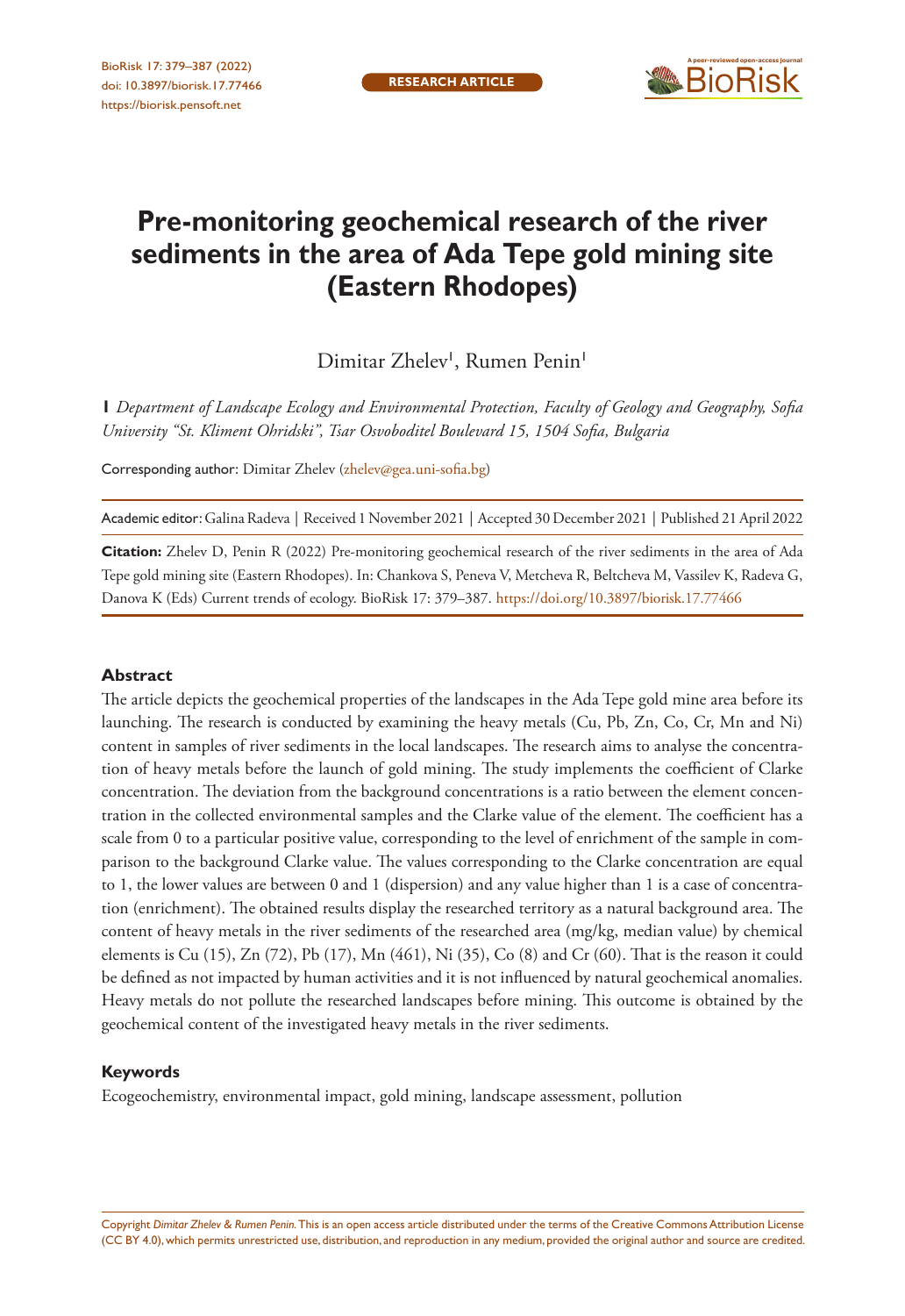RESEARCH ARTICLE

# Pre-monitoring geochemical research of the river sediments in the area of Ada Tepe gold mining site (Eastern Rhodopes)

Dimitar Zhelev[1], Rumen Penin[1]

**1** *Department of Landscape Ecology and Environmental Protection, Faculty of Geology and Geography, Sofia University "St. Kliment Ohridski", Tsar Osvoboditel Boulevard 15, 1504 Sofia, Bulgaria*

Corresponding author: Dimitar Zhelev (zhelev@gea.uni-sofia.bg)

Academic editor: Galina Radeva | Received 1 November 2021 | Accepted 30 December 2021 | Published 21 April 2022

**Citation:** Zhelev D, Penin R (2022) Pre-monitoring geochemical research of the river sediments in the area of Ada Tepe gold mining site (Eastern Rhodopes). In: Chankova S, Peneva V, Metcheva R, Beltcheva M, Vassilev K, Radeva G, Danova K (Eds) Current trends of ecology. BioRisk 17: 379–387. https://doi.org/10.3897/biorisk.17.77466

## Abstract

The article depicts the geochemical properties of the landscapes in the Ada Tepe gold mine area before its launching. The research is conducted by examining the heavy metals (Cu, Pb, Zn, Co, Cr, Mn and Ni) content in samples of river sediments in the local landscapes. The research aims to analyse the concentration of heavy metals before the launch of gold mining. The study implements the coefficient of Clarke concentration. The deviation from the background concentrations is a ratio between the element concentration in the collected environmental samples and the Clarke value of the element. The coefficient has a scale from 0 to a particular positive value, corresponding to the level of enrichment of the sample in comparison to the background Clarke value. The values corresponding to the Clarke concentration are equal to 1, the lower values are between 0 and 1 (dispersion) and any value higher than 1 is a case of concentration (enrichment). The obtained results display the researched territory as a natural background area. The content of heavy metals in the river sediments of the researched area (mg/kg, median value) by chemical elements is Cu (15), Zn (72), Pb (17), Mn (461), Ni (35), Co (8) and Cr (60). That is the reason it could be defined as not impacted by human activities and it is not influenced by natural geochemical anomalies. Heavy metals do not pollute the researched landscapes before mining. This outcome is obtained by the geochemical content of the investigated heavy metals in the river sediments.

## Keywords

Ecogeochemistry, environmental impact, gold mining, landscape assessment, pollution

Copyright *Dimitar Zhelev & Rumen Penin*. This is an open access article distributed under the terms of the Creative Commons Attribution License (CC BY 4.0), which permits unrestricted use, distribution, and reproduction in any medium, provided the original author and source are credited.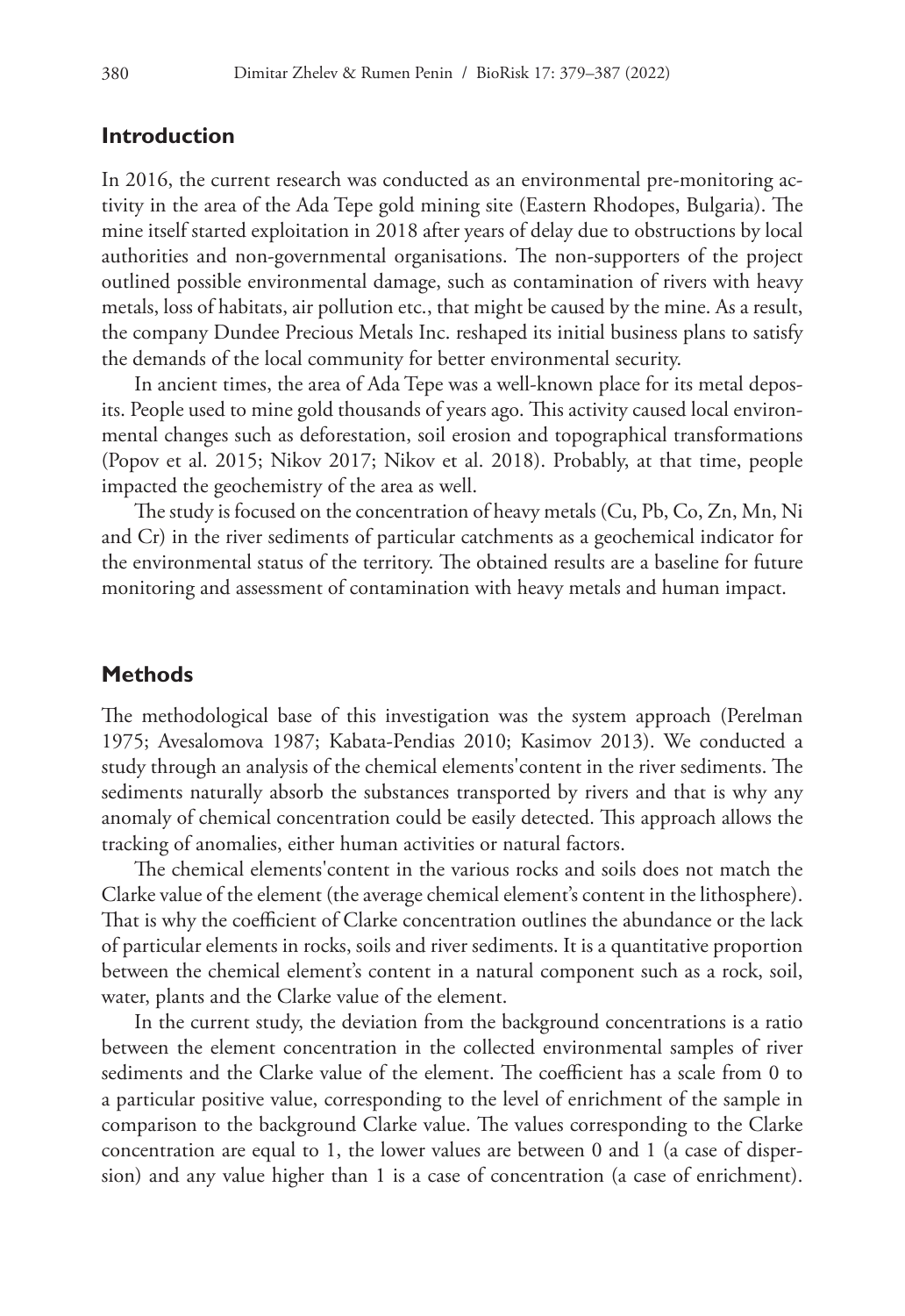## Introduction

In 2016, the current research was conducted as an environmental pre-monitoring activity in the area of the Ada Tepe gold mining site (Eastern Rhodopes, Bulgaria). The mine itself started exploitation in 2018 after years of delay due to obstructions by local authorities and non-governmental organisations. The non-supporters of the project outlined possible environmental damage, such as contamination of rivers with heavy metals, loss of habitats, air pollution etc., that might be caused by the mine. As a result, the company Dundee Precious Metals Inc. reshaped its initial business plans to satisfy the demands of the local community for better environmental security.

In ancient times, the area of Ada Tepe was a well-known place for its metal deposits. People used to mine gold thousands of years ago. This activity caused local environmental changes such as deforestation, soil erosion and topographical transformations (Popov et al. 2015; Nikov 2017; Nikov et al. 2018). Probably, at that time, people impacted the geochemistry of the area as well.

The study is focused on the concentration of heavy metals (Cu, Pb, Co, Zn, Mn, Ni and Cr) in the river sediments of particular catchments as a geochemical indicator for the environmental status of the territory. The obtained results are a baseline for future monitoring and assessment of contamination with heavy metals and human impact.

## Methods

The methodological base of this investigation was the system approach (Perelman 1975; Avesalomova 1987; Kabata-Pendias 2010; Kasimov 2013). We conducted a study through an analysis of the chemical elements'content in the river sediments. The sediments naturally absorb the substances transported by rivers and that is why any anomaly of chemical concentration could be easily detected. This approach allows the tracking of anomalies, either human activities or natural factors.

The chemical elements'content in the various rocks and soils does not match the Clarke value of the element (the average chemical element's content in the lithosphere). That is why the coefficient of Clarke concentration outlines the abundance or the lack of particular elements in rocks, soils and river sediments. It is a quantitative proportion between the chemical element's content in a natural component such as a rock, soil, water, plants and the Clarke value of the element.

In the current study, the deviation from the background concentrations is a ratio between the element concentration in the collected environmental samples of river sediments and the Clarke value of the element. The coefficient has a scale from 0 to a particular positive value, corresponding to the level of enrichment of the sample in comparison to the background Clarke value. The values corresponding to the Clarke concentration are equal to 1, the lower values are between 0 and 1 (a case of dispersion) and any value higher than 1 is a case of concentration (a case of enrichment).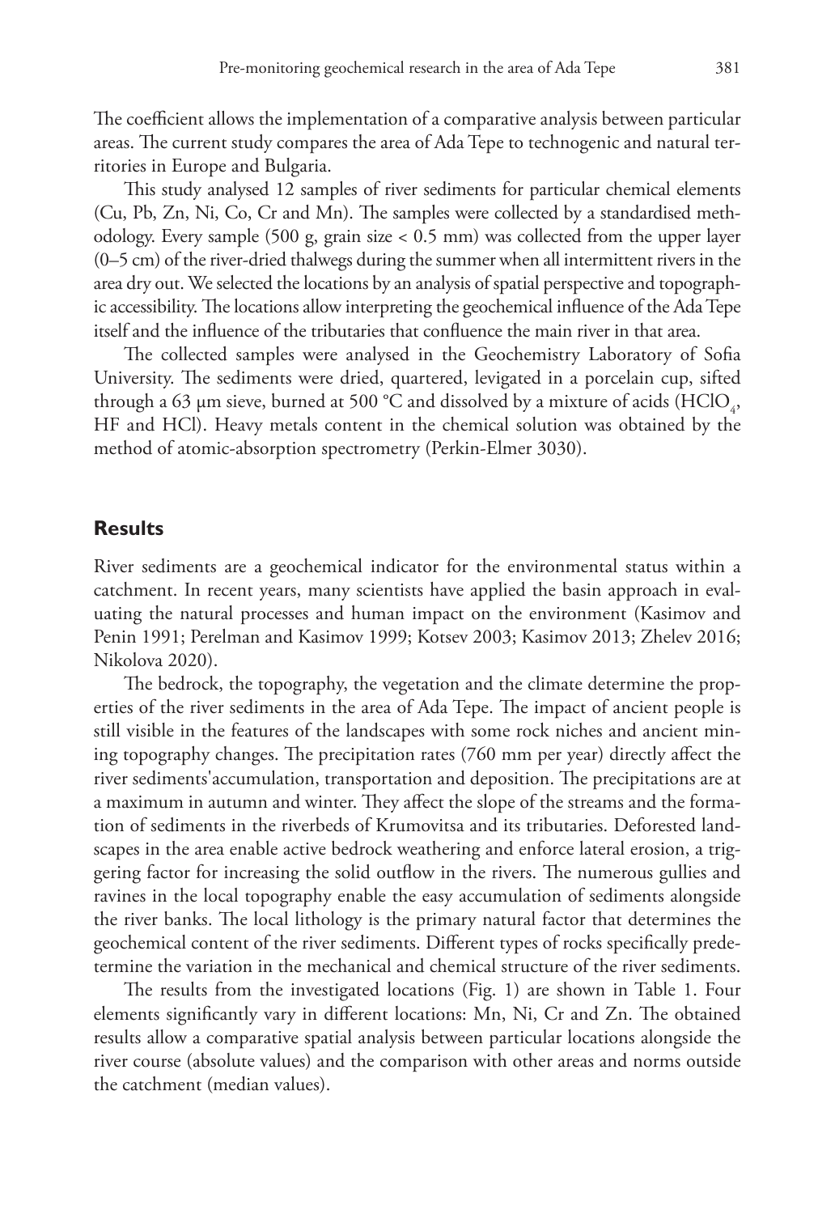The coefficient allows the implementation of a comparative analysis between particular areas. The current study compares the area of Ada Tepe to technogenic and natural territories in Europe and Bulgaria.

This study analysed 12 samples of river sediments for particular chemical elements (Cu, Pb, Zn, Ni, Co, Cr and Mn). The samples were collected by a standardised methodology. Every sample (500 g, grain size < 0.5 mm) was collected from the upper layer (0–5 cm) of the river-dried thalwegs during the summer when all intermittent rivers in the area dry out. We selected the locations by an analysis of spatial perspective and topographic accessibility. The locations allow interpreting the geochemical influence of the Ada Tepe itself and the influence of the tributaries that confluence the main river in that area.

The collected samples were analysed in the Geochemistry Laboratory of Sofia University. The sediments were dried, quartered, levigated in a porcelain cup, sifted through a 63 μm sieve, burned at 500 °C and dissolved by a mixture of acids ($HClO_4$, HF and HCl). Heavy metals content in the chemical solution was obtained by the method of atomic-absorption spectrometry (Perkin-Elmer 3030).

## Results

River sediments are a geochemical indicator for the environmental status within a catchment. In recent years, many scientists have applied the basin approach in evaluating the natural processes and human impact on the environment (Kasimov and Penin 1991; Perelman and Kasimov 1999; Kotsev 2003; Kasimov 2013; Zhelev 2016; Nikolova 2020).

The bedrock, the topography, the vegetation and the climate determine the properties of the river sediments in the area of Ada Tepe. The impact of ancient people is still visible in the features of the landscapes with some rock niches and ancient mining topography changes. The precipitation rates (760 mm per year) directly affect the river sediments'accumulation, transportation and deposition. The precipitations are at a maximum in autumn and winter. They affect the slope of the streams and the formation of sediments in the riverbeds of Krumovitsa and its tributaries. Deforested landscapes in the area enable active bedrock weathering and enforce lateral erosion, a triggering factor for increasing the solid outflow in the rivers. The numerous gullies and ravines in the local topography enable the easy accumulation of sediments alongside the river banks. The local lithology is the primary natural factor that determines the geochemical content of the river sediments. Different types of rocks specifically predetermine the variation in the mechanical and chemical structure of the river sediments.

The results from the investigated locations (Fig. 1) are shown in Table 1. Four elements significantly vary in different locations: Mn, Ni, Cr and Zn. The obtained results allow a comparative spatial analysis between particular locations alongside the river course (absolute values) and the comparison with other areas and norms outside the catchment (median values).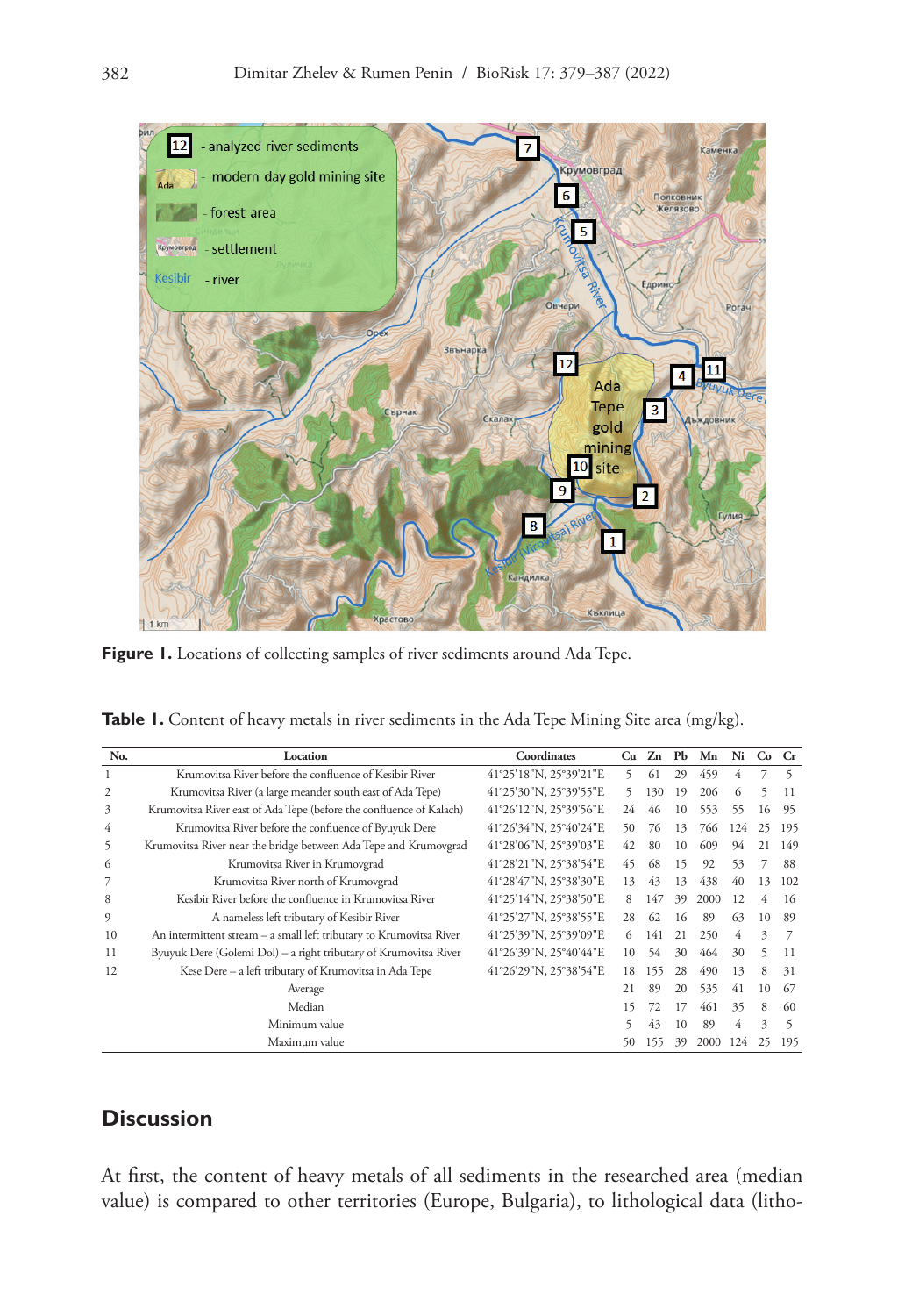Figure 1. Locations of collecting samples of river sediments around Ada Tepe.

**Table 1.** Content of heavy metals in river sediments in the Ada Tepe Mining Site area (mg/kg).

| No. | Location | Coordinates | Cu | Zn | Pb | Mn | Ni | Co | Cr |
|---|---|---|---|---|---|---|---|---|---|
| 1 | Krumovitsa River before the confluence of Kesibir River | 41°25'18"N, 25°39'21"E | 5 | 61 | 29 | 459 | 4 | 7 | 5 |
| 2 | Krumovitsa River (a large meander south east of Ada Tepe) | 41°25'30"N, 25°39'55"E | 5 | 130 | 19 | 206 | 6 | 5 | 11 |
| 3 | Krumovitsa River east of Ada Tepe (before the confluence of Kalach) | 41°26'12"N, 25°39'56"E | 24 | 46 | 10 | 553 | 55 | 16 | 95 |
| 4 | Krumovitsa River before the confluence of Byuyuk Dere | 41°26'34"N, 25°40'24"E | 50 | 76 | 13 | 766 | 124 | 25 | 195 |
| 5 | Krumovitsa River near the bridge between Ada Tepe and Krumovgrad | 41°28'06"N, 25°39'03"E | 42 | 80 | 10 | 609 | 94 | 21 | 149 |
| 6 | Krumovitsa River in Krumovgrad | 41°28'21"N, 25°38'54"E | 45 | 68 | 15 | 92 | 53 | 7 | 88 |
| 7 | Krumovitsa River north of Krumovgrad | 41°28'47"N, 25°38'30"E | 13 | 43 | 13 | 438 | 40 | 13 | 102 |
| 8 | Kesibir River before the confluence in Krumovitsa River | 41°25'14"N, 25°38'50"E | 8 | 147 | 39 | 2000 | 12 | 4 | 16 |
| 9 | A nameless left tributary of Kesibir River | 41°25'27"N, 25°38'55"E | 28 | 62 | 16 | 89 | 63 | 10 | 89 |
| 10 | An intermittent stream – a small left tributary to Krumovitsa River | 41°25'39"N, 25°39'09"E | 6 | 141 | 21 | 250 | 4 | 3 | 7 |
| 11 | Byuyuk Dere (Golemi Dol) – a right tributary of Krumovitsa River | 41°26'39"N, 25°40'44"E | 10 | 54 | 30 | 464 | 30 | 5 | 11 |
| 12 | Kese Dere – a left tributary of Krumovitsa in Ada Tepe | 41°26'29"N, 25°38'54"E | 18 | 155 | 28 | 490 | 13 | 8 | 31 |
| | Average | | 21 | 89 | 20 | 535 | 41 | 10 | 67 |
| | Median | | 15 | 72 | 17 | 461 | 35 | 8 | 60 |
| | Minimum value | | 5 | 43 | 10 | 89 | 4 | 3 | 5 |
| | Maximum value | | 50 | 155 | 39 | 2000 | 124 | 25 | 195 |

## Discussion

At first, the content of heavy metals of all sediments in the researched area (median value) is compared to other territories (Europe, Bulgaria), to lithological data (litho-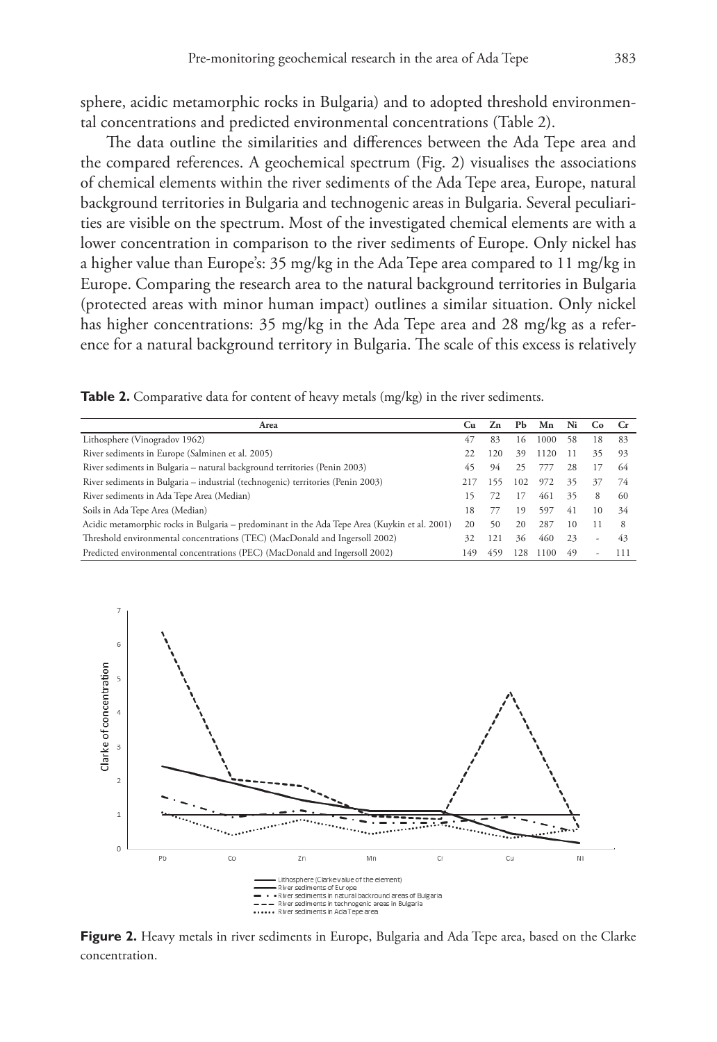sphere, acidic metamorphic rocks in Bulgaria) and to adopted threshold environmental concentrations and predicted environmental concentrations (Table 2).

The data outline the similarities and differences between the Ada Tepe area and the compared references. A geochemical spectrum (Fig. 2) visualises the associations of chemical elements within the river sediments of the Ada Tepe area, Europe, natural background territories in Bulgaria and technogenic areas in Bulgaria. Several peculiarities are visible on the spectrum. Most of the investigated chemical elements are with a lower concentration in comparison to the river sediments of Europe. Only nickel has a higher value than Europe's: 35 mg/kg in the Ada Tepe area compared to 11 mg/kg in Europe. Comparing the research area to the natural background territories in Bulgaria (protected areas with minor human impact) outlines a similar situation. Only nickel has higher concentrations: 35 mg/kg in the Ada Tepe area and 28 mg/kg as a reference for a natural background territory in Bulgaria. The scale of this excess is relatively

**Table 2.** Comparative data for content of heavy metals (mg/kg) in the river sediments.

| Area | Cu | Zn | Pb | Mn | Ni | Co | Cr |
|---|---|---|---|---|---|---|---|
| Lithosphere (Vinogradov 1962) | 47 | 83 | 16 | 1000 | 58 | 18 | 83 |
| River sediments in Europe (Salminen et al. 2005) | 22 | 120 | 39 | 1120 | 11 | 35 | 93 |
| River sediments in Bulgaria – natural background territories (Penin 2003) | 45 | 94 | 25 | 777 | 28 | 17 | 64 |
| River sediments in Bulgaria – industrial (technogenic) territories (Penin 2003) | 217 | 155 | 102 | 972 | 35 | 37 | 74 |
| River sediments in Ada Tepe Area (Median) | 15 | 72 | 17 | 461 | 35 | 8 | 60 |
| Soils in Ada Tepe Area (Median) | 18 | 77 | 19 | 597 | 41 | 10 | 34 |
| Acidic metamorphic rocks in Bulgaria – predominant in the Ada Tepe Area (Kuykin et al. 2001) | 20 | 50 | 20 | 287 | 10 | 11 | 8 |
| Threshold environmental concentrations (TEC) (MacDonald and Ingersoll 2002) | 32 | 121 | 36 | 460 | 23 | - | 43 |
| Predicted environmental concentrations (PEC) (MacDonald and Ingersoll 2002) | 149 | 459 | 128 | 1100 | 49 | - | 111 |

**Figure 2.** Heavy metals in river sediments in Europe, Bulgaria and Ada Tepe area, based on the Clarke concentration.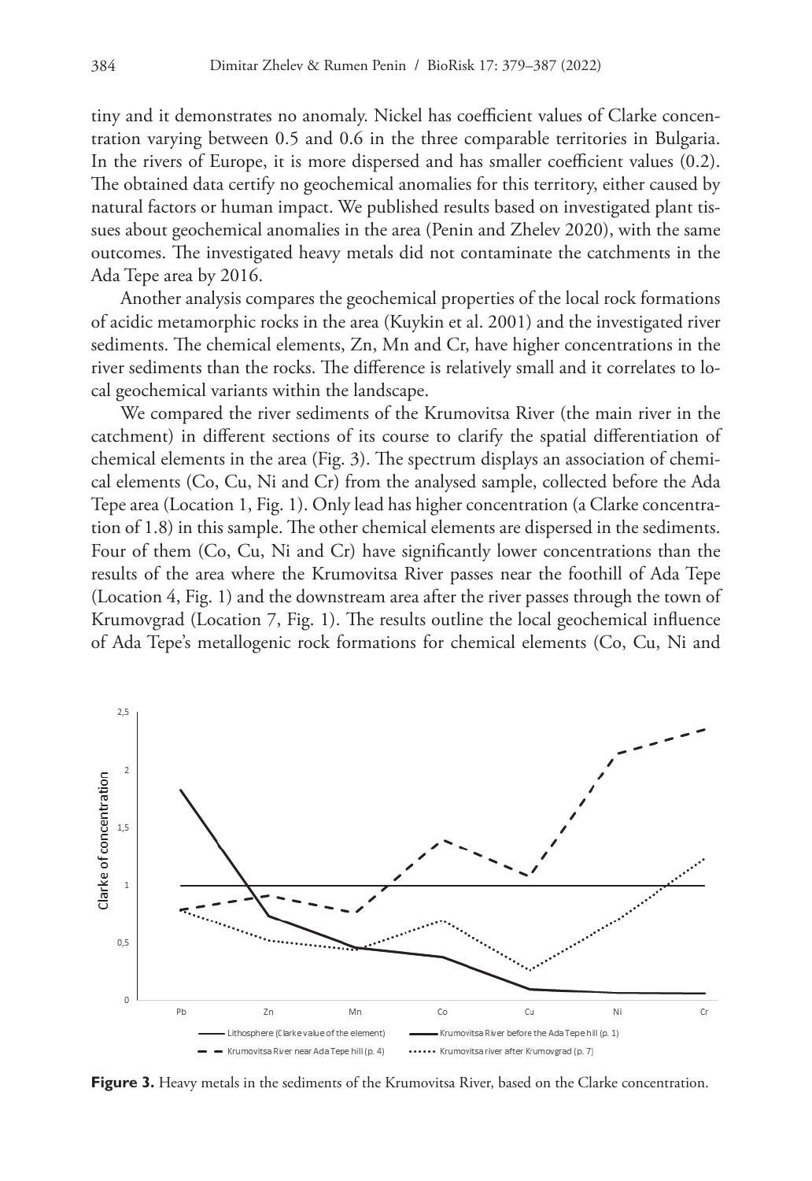tiny and it demonstrates no anomaly. Nickel has coefficient values of Clarke concentration varying between 0.5 and 0.6 in the three comparable territories in Bulgaria. In the rivers of Europe, it is more dispersed and has smaller coefficient values (0.2). The obtained data certify no geochemical anomalies for this territory, either caused by natural factors or human impact. We published results based on investigated plant tissues about geochemical anomalies in the area (Penin and Zhelev 2020), with the same outcomes. The investigated heavy metals did not contaminate the catchments in the Ada Tepe area by 2016.

Another analysis compares the geochemical properties of the local rock formations of acidic metamorphic rocks in the area (Kuykin et al. 2001) and the investigated river sediments. The chemical elements, Zn, Mn and Cr, have higher concentrations in the river sediments than the rocks. The difference is relatively small and it correlates to local geochemical variants within the landscape.

We compared the river sediments of the Krumovitsa River (the main river in the catchment) in different sections of its course to clarify the spatial differentiation of chemical elements in the area (Fig. 3). The spectrum displays an association of chemical elements (Co, Cu, Ni and Cr) from the analysed sample, collected before the Ada Tepe area (Location 1, Fig. 1). Only lead has higher concentration (a Clarke concentration of 1.8) in this sample. The other chemical elements are dispersed in the sediments. Four of them (Co, Cu, Ni and Cr) have significantly lower concentrations than the results of the area where the Krumovitsa River passes near the foothill of Ada Tepe (Location 4, Fig. 1) and the downstream area after the river passes through the town of Krumovgrad (Location 7, Fig. 1). The results outline the local geochemical influence of Ada Tepe's metallogenic rock formations for chemical elements (Co, Cu, Ni and

**Figure 3.** Heavy metals in the sediments of the Krumovitsa River, based on the Clarke concentration.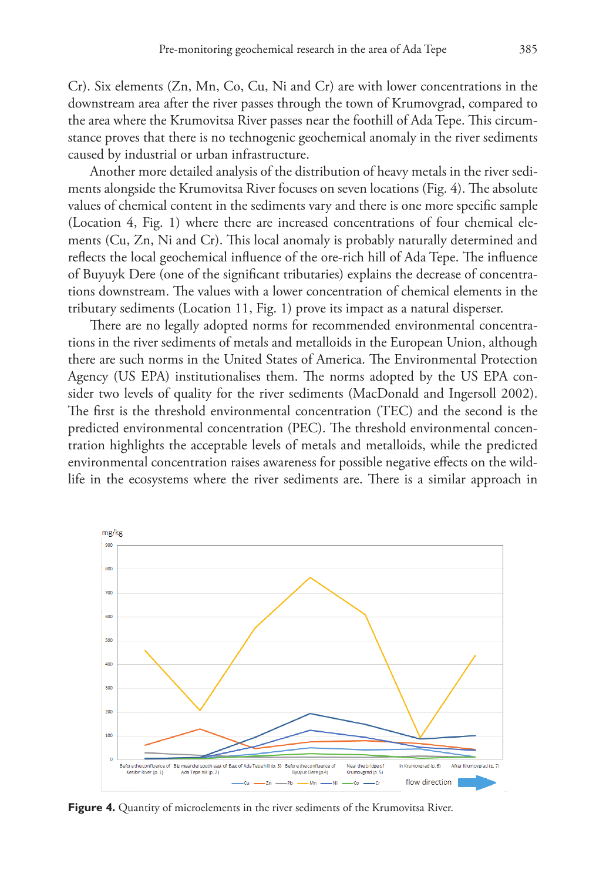Cr). Six elements (Zn, Mn, Co, Cu, Ni and Cr) are with lower concentrations in the downstream area after the river passes through the town of Krumovgrad, compared to the area where the Krumovitsa River passes near the foothill of Ada Tepe. This circumstance proves that there is no technogenic geochemical anomaly in the river sediments caused by industrial or urban infrastructure.

Another more detailed analysis of the distribution of heavy metals in the river sediments alongside the Krumovitsa River focuses on seven locations (Fig. 4). The absolute values of chemical content in the sediments vary and there is one more specific sample (Location 4, Fig. 1) where there are increased concentrations of four chemical elements (Cu, Zn, Ni and Cr). This local anomaly is probably naturally determined and reflects the local geochemical influence of the ore-rich hill of Ada Tepe. The influence of Buyuyk Dere (one of the significant tributaries) explains the decrease of concentrations downstream. The values with a lower concentration of chemical elements in the tributary sediments (Location 11, Fig. 1) prove its impact as a natural disperser.

There are no legally adopted norms for recommended environmental concentrations in the river sediments of metals and metalloids in the European Union, although there are such norms in the United States of America. The Environmental Protection Agency (US EPA) institutionalises them. The norms adopted by the US EPA consider two levels of quality for the river sediments (MacDonald and Ingersoll 2002). The first is the threshold environmental concentration (TEC) and the second is the predicted environmental concentration (PEC). The threshold environmental concentration highlights the acceptable levels of metals and metalloids, while the predicted environmental concentration raises awareness for possible negative effects on the wildlife in the ecosystems where the river sediments are. There is a similar approach in

**Figure 4.** Quantity of microelements in the river sediments of the Krumovitsa River.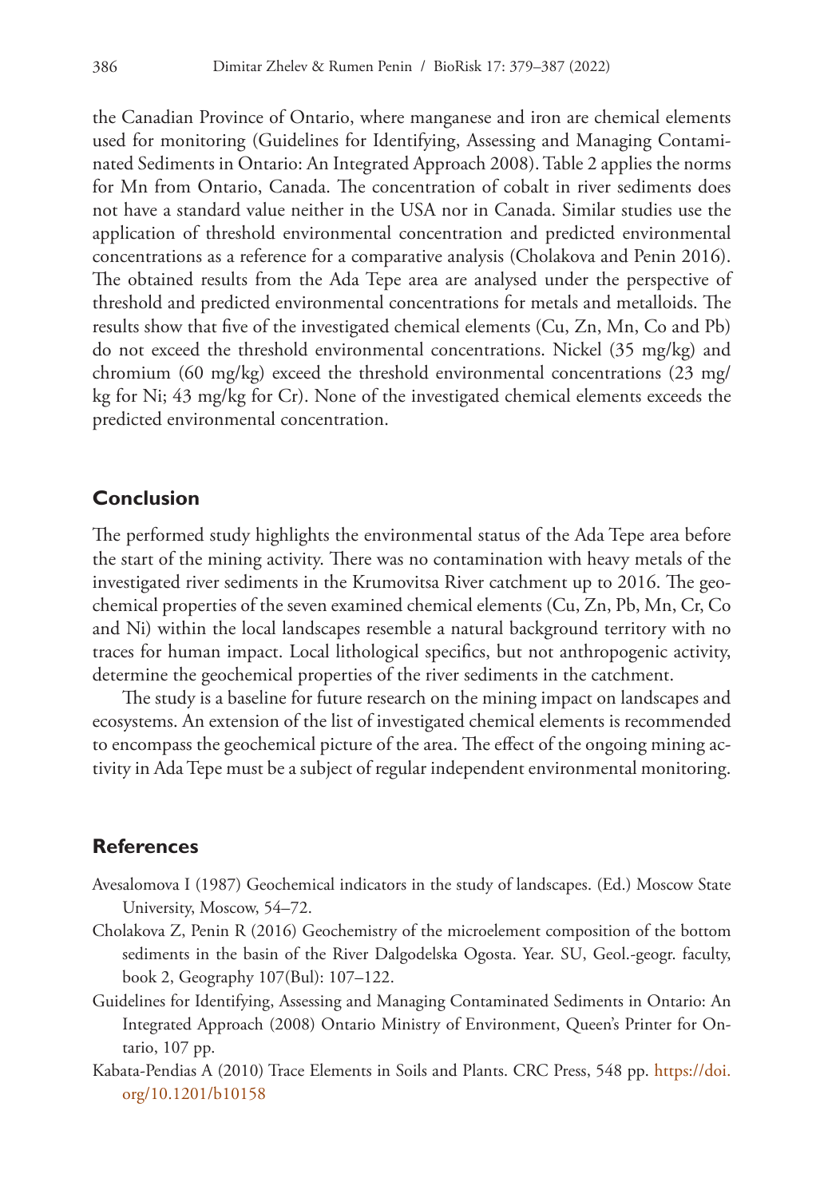the Canadian Province of Ontario, where manganese and iron are chemical elements used for monitoring (Guidelines for Identifying, Assessing and Managing Contaminated Sediments in Ontario: An Integrated Approach 2008). Table 2 applies the norms for Mn from Ontario, Canada. The concentration of cobalt in river sediments does not have a standard value neither in the USA nor in Canada. Similar studies use the application of threshold environmental concentration and predicted environmental concentrations as a reference for a comparative analysis (Cholakova and Penin 2016). The obtained results from the Ada Tepe area are analysed under the perspective of threshold and predicted environmental concentrations for metals and metalloids. The results show that five of the investigated chemical elements (Cu, Zn, Mn, Co and Pb) do not exceed the threshold environmental concentrations. Nickel (35 mg/kg) and chromium (60 mg/kg) exceed the threshold environmental concentrations (23 mg/kg for Ni; 43 mg/kg for Cr). None of the investigated chemical elements exceeds the predicted environmental concentration.

## Conclusion

The performed study highlights the environmental status of the Ada Tepe area before the start of the mining activity. There was no contamination with heavy metals of the investigated river sediments in the Krumovitsa River catchment up to 2016. The geochemical properties of the seven examined chemical elements (Cu, Zn, Pb, Mn, Cr, Co and Ni) within the local landscapes resemble a natural background territory with no traces for human impact. Local lithological specifics, but not anthropogenic activity, determine the geochemical properties of the river sediments in the catchment.

The study is a baseline for future research on the mining impact on landscapes and ecosystems. An extension of the list of investigated chemical elements is recommended to encompass the geochemical picture of the area. The effect of the ongoing mining activity in Ada Tepe must be a subject of regular independent environmental monitoring.

## References

Avesalomova I (1987) Geochemical indicators in the study of landscapes. (Ed.) Moscow State University, Moscow, 54–72.

Cholakova Z, Penin R (2016) Geochemistry of the microelement composition of the bottom sediments in the basin of the River Dalgodelska Ogosta. Year. SU, Geol.-geogr. faculty, book 2, Geography 107(Bul): 107–122.

Guidelines for Identifying, Assessing and Managing Contaminated Sediments in Ontario: An Integrated Approach (2008) Ontario Ministry of Environment, Queen's Printer for Ontario, 107 pp.

Kabata-Pendias A (2010) Trace Elements in Soils and Plants. CRC Press, 548 pp. https://doi.org/10.1201/b10158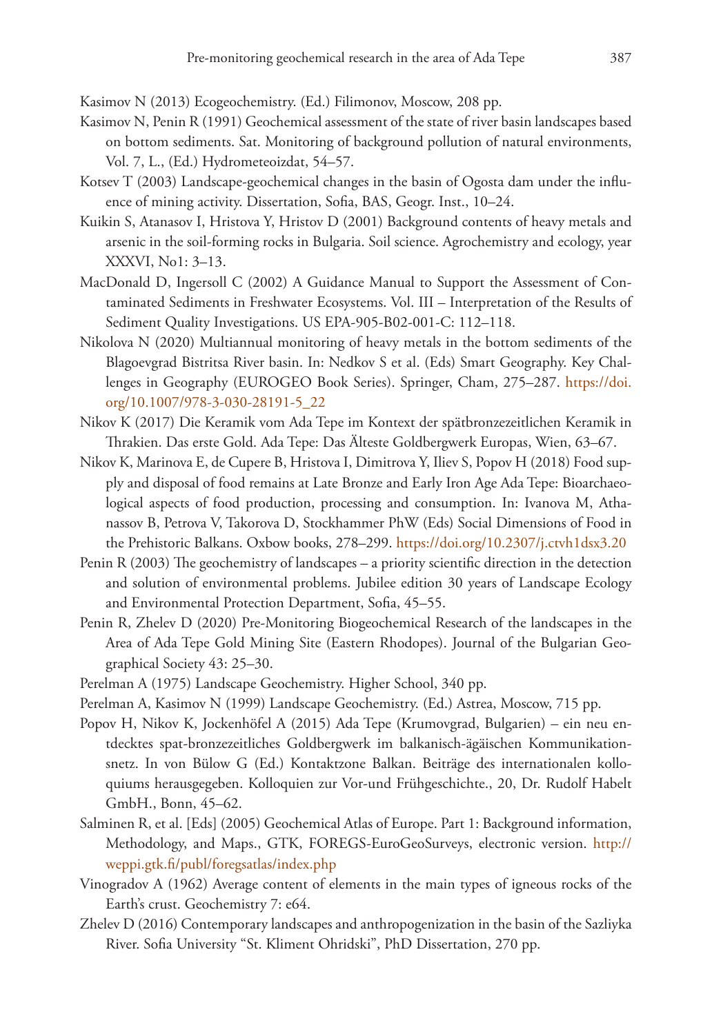Kasimov N (2013) Ecogeochemistry. (Ed.) Filimonov, Moscow, 208 pp.

Kasimov N, Penin R (1991) Geochemical assessment of the state of river basin landscapes based on bottom sediments. Sat. Monitoring of background pollution of natural environments, Vol. 7, L., (Ed.) Hydrometeoizdat, 54–57.

Kotsev T (2003) Landscape-geochemical changes in the basin of Ogosta dam under the influence of mining activity. Dissertation, Sofia, BAS, Geogr. Inst., 10–24.

Kuikin S, Atanasov I, Hristova Y, Hristov D (2001) Background contents of heavy metals and arsenic in the soil-forming rocks in Bulgaria. Soil science. Agrochemistry and ecology, year XXXVI, No1: 3–13.

MacDonald D, Ingersoll C (2002) A Guidance Manual to Support the Assessment of Contaminated Sediments in Freshwater Ecosystems. Vol. III – Interpretation of the Results of Sediment Quality Investigations. US EPA-905-B02-001-C: 112–118.

Nikolova N (2020) Multiannual monitoring of heavy metals in the bottom sediments of the Blagoevgrad Bistritsa River basin. In: Nedkov S et al. (Eds) Smart Geography. Key Challenges in Geography (EUROGEO Book Series). Springer, Cham, 275–287. https://doi.org/10.1007/978-3-030-28191-5_22

Nikov K (2017) Die Keramik vom Ada Tepe im Kontext der spätbronzezeitlichen Keramik in Thrakien. Das erste Gold. Ada Tepe: Das Älteste Goldbergwerk Europas, Wien, 63–67.

Nikov K, Marinova E, de Cupere B, Hristova I, Dimitrova Y, Iliev S, Popov H (2018) Food supply and disposal of food remains at Late Bronze and Early Iron Age Ada Tepe: Bioarchaeological aspects of food production, processing and consumption. In: Ivanova M, Athanassov B, Petrova V, Takorova D, Stockhammer PhW (Eds) Social Dimensions of Food in the Prehistoric Balkans. Oxbow books, 278–299. https://doi.org/10.2307/j.ctvh1dsx3.20

Penin R (2003) The geochemistry of landscapes – a priority scientific direction in the detection and solution of environmental problems. Jubilee edition 30 years of Landscape Ecology and Environmental Protection Department, Sofia, 45–55.

Penin R, Zhelev D (2020) Pre-Monitoring Biogeochemical Research of the landscapes in the Area of Ada Tepe Gold Mining Site (Eastern Rhodopes). Journal of the Bulgarian Geographical Society 43: 25–30.

Perelman A (1975) Landscape Geochemistry. Higher School, 340 pp.

Perelman A, Kasimov N (1999) Landscape Geochemistry. (Ed.) Astrea, Moscow, 715 pp.

Popov H, Nikov K, Jockenhöfel A (2015) Ada Tepe (Krumovgrad, Bulgarien) – ein neu entdecktes spat-bronzezeitliches Goldbergwerk im balkanisch-ägäischen Kommunikationsnetz. In von Bülow G (Ed.) Kontaktzone Balkan. Beiträge des internationalen kolloquiums herausgegeben. Kolloquien zur Vor-und Frühgeschichte., 20, Dr. Rudolf Habelt GmbH., Bonn, 45–62.

Salminen R, et al. [Eds] (2005) Geochemical Atlas of Europe. Part 1: Background information, Methodology, and Maps., GTK, FOREGS-EuroGeoSurveys, electronic version. http://weppi.gtk.fi/publ/foregsatlas/index.php

Vinogradov A (1962) Average content of elements in the main types of igneous rocks of the Earth's crust. Geochemistry 7: e64.

Zhelev D (2016) Contemporary landscapes and anthropogenization in the basin of the Sazliyka River. Sofia University "St. Kliment Ohridski", PhD Dissertation, 270 pp.